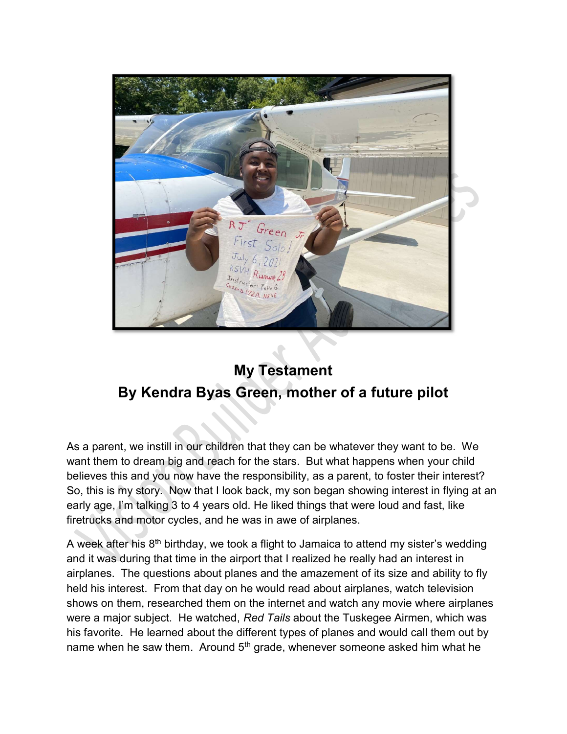# My Testament

## By Kendra Byas Green, mother of a future pilot

As a parent, we instill in our children that they can be whatever they want to be. We want them to dream big and reach for the stars. But what happens when your child believes this and you now have the responsibility, as a parent, to foster their interest? So, this is my story. Now that I look back, my son began showing interest in flying at an early age, I'm talking 3 to 4 years old. He liked things that were loud and fast, like firetrucks and motor cycles, and he was in awe of airplanes.

A week after his 8th birthday, we took a flight to Jamaica to attend my sister's wedding and it was during that time in the airport that I realized he really had an interest in airplanes. The questions about planes and the amazement of its size and ability to fly held his interest. From that day on he would read about airplanes, watch television shows on them, researched them on the internet and watch any movie where airplanes were a major subject. He watched, *Red Tails* about the Tuskegee Airmen, which was his favorite. He learned about the different types of planes and would call them out by name when he saw them. Around 5th grade, whenever someone asked him what he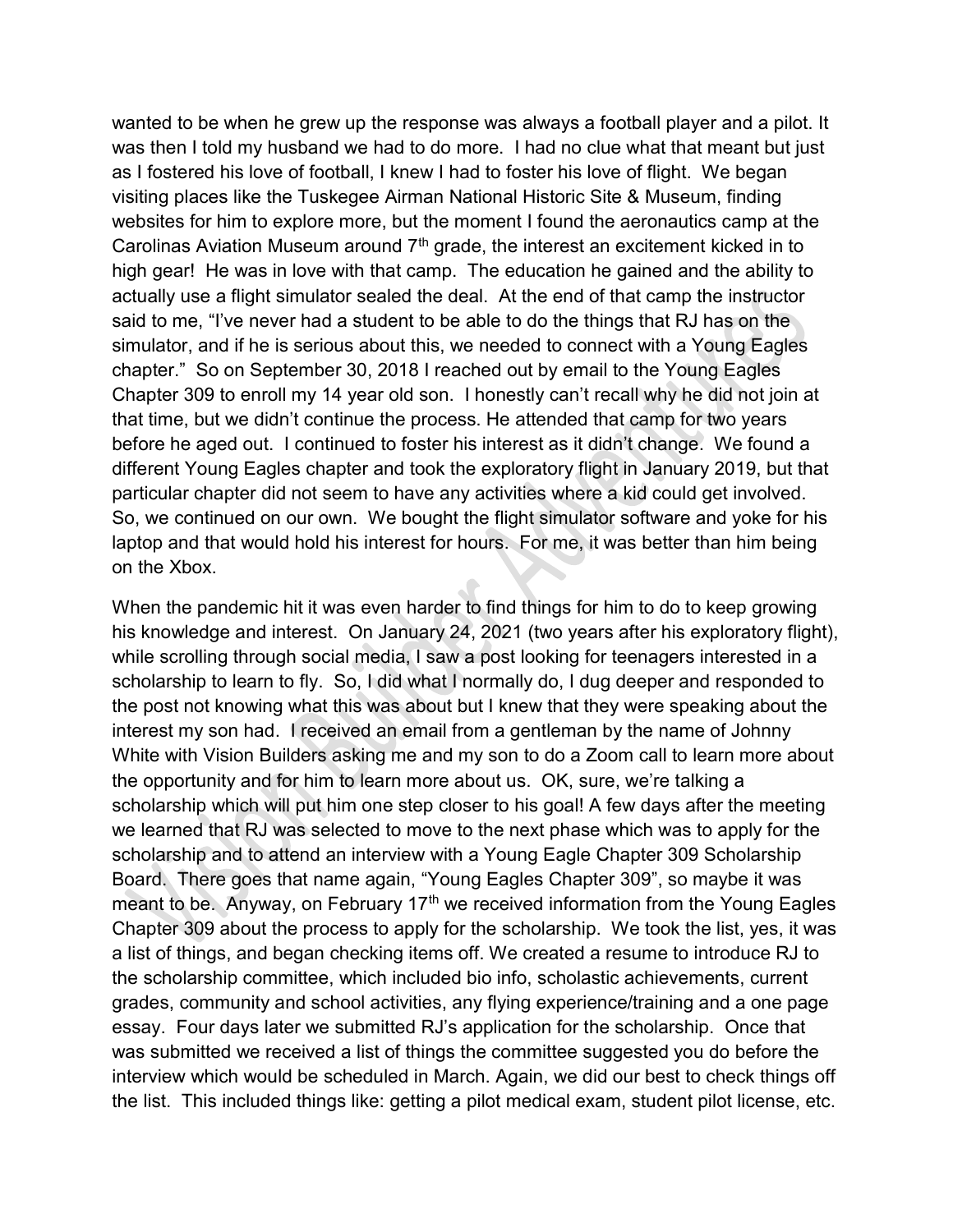wanted to be when he grew up the response was always a football player and a pilot. It was then I told my husband we had to do more. I had no clue what that meant but just as I fostered his love of football, I knew I had to foster his love of flight. We began visiting places like the Tuskegee Airman National Historic Site & Museum, finding websites for him to explore more, but the moment I found the aeronautics camp at the Carolinas Aviation Museum around 7th grade, the interest an excitement kicked in to high gear! He was in love with that camp. The education he gained and the ability to actually use a flight simulator sealed the deal. At the end of that camp the instructor said to me, "I've never had a student to be able to do the things that RJ has on the simulator, and if he is serious about this, we needed to connect with a Young Eagles chapter." So on September 30, 2018 I reached out by email to the Young Eagles Chapter 309 to enroll my 14 year old son. I honestly can't recall why he did not join at that time, but we didn't continue the process. He attended that camp for two years before he aged out. I continued to foster his interest as it didn't change. We found a different Young Eagles chapter and took the exploratory flight in January 2019, but that particular chapter did not seem to have any activities where a kid could get involved. So, we continued on our own. We bought the flight simulator software and yoke for his laptop and that would hold his interest for hours. For me, it was better than him being on the Xbox.

When the pandemic hit it was even harder to find things for him to do to keep growing his knowledge and interest. On January 24, 2021 (two years after his exploratory flight), while scrolling through social media, I saw a post looking for teenagers interested in a scholarship to learn to fly. So, I did what I normally do, I dug deeper and responded to the post not knowing what this was about but I knew that they were speaking about the interest my son had. I received an email from a gentleman by the name of Johnny White with Vision Builders asking me and my son to do a Zoom call to learn more about the opportunity and for him to learn more about us. OK, sure, we're talking a scholarship which will put him one step closer to his goal! A few days after the meeting we learned that RJ was selected to move to the next phase which was to apply for the scholarship and to attend an interview with a Young Eagle Chapter 309 Scholarship Board. There goes that name again, "Young Eagles Chapter 309", so maybe it was meant to be. Anyway, on February 17th we received information from the Young Eagles Chapter 309 about the process to apply for the scholarship. We took the list, yes, it was a list of things, and began checking items off. We created a resume to introduce RJ to the scholarship committee, which included bio info, scholastic achievements, current grades, community and school activities, any flying experience/training and a one page essay. Four days later we submitted RJ's application for the scholarship. Once that was submitted we received a list of things the committee suggested you do before the interview which would be scheduled in March. Again, we did our best to check things off the list. This included things like: getting a pilot medical exam, student pilot license, etc.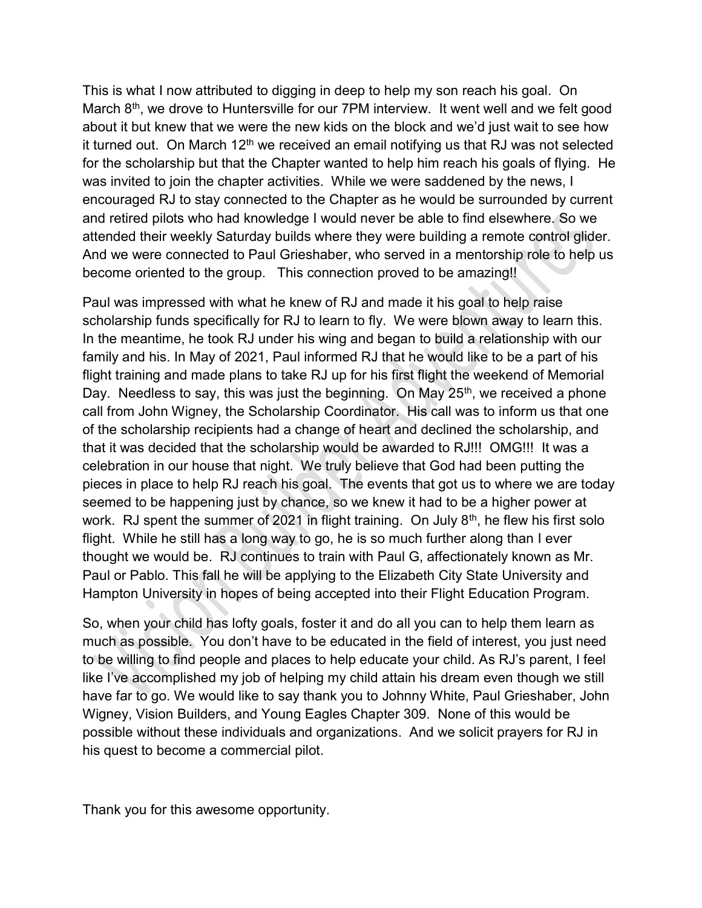This is what I now attributed to digging in deep to help my son reach his goal. On March 8th, we drove to Huntersville for our 7PM interview. It went well and we felt good about it but knew that we were the new kids on the block and we'd just wait to see how it turned out. On March 12th we received an email notifying us that RJ was not selected for the scholarship but that the Chapter wanted to help him reach his goals of flying. He was invited to join the chapter activities. While we were saddened by the news, I encouraged RJ to stay connected to the Chapter as he would be surrounded by current and retired pilots who had knowledge I would never be able to find elsewhere. So we attended their weekly Saturday builds where they were building a remote control glider. And we were connected to Paul Grieshaber, who served in a mentorship role to help us become oriented to the group. This connection proved to be amazing!!

Paul was impressed with what he knew of RJ and made it his goal to help raise scholarship funds specifically for RJ to learn to fly. We were blown away to learn this. In the meantime, he took RJ under his wing and began to build a relationship with our family and his. In May of 2021, Paul informed RJ that he would like to be a part of his flight training and made plans to take RJ up for his first flight the weekend of Memorial Day. Needless to say, this was just the beginning. On May 25th, we received a phone call from John Wigney, the Scholarship Coordinator. His call was to inform us that one of the scholarship recipients had a change of heart and declined the scholarship, and that it was decided that the scholarship would be awarded to RJ!!! OMG!!! It was a celebration in our house that night. We truly believe that God had been putting the pieces in place to help RJ reach his goal. The events that got us to where we are today seemed to be happening just by chance, so we knew it had to be a higher power at work. RJ spent the summer of 2021 in flight training. On July 8th, he flew his first solo flight. While he still has a long way to go, he is so much further along than I ever thought we would be. RJ continues to train with Paul G, affectionately known as Mr. Paul or Pablo. This fall he will be applying to the Elizabeth City State University and Hampton University in hopes of being accepted into their Flight Education Program.

So, when your child has lofty goals, foster it and do all you can to help them learn as much as possible. You don't have to be educated in the field of interest, you just need to be willing to find people and places to help educate your child. As RJ's parent, I feel like I've accomplished my job of helping my child attain his dream even though we still have far to go. We would like to say thank you to Johnny White, Paul Grieshaber, John Wigney, Vision Builders, and Young Eagles Chapter 309. None of this would be possible without these individuals and organizations. And we solicit prayers for RJ in his quest to become a commercial pilot.

Thank you for this awesome opportunity.